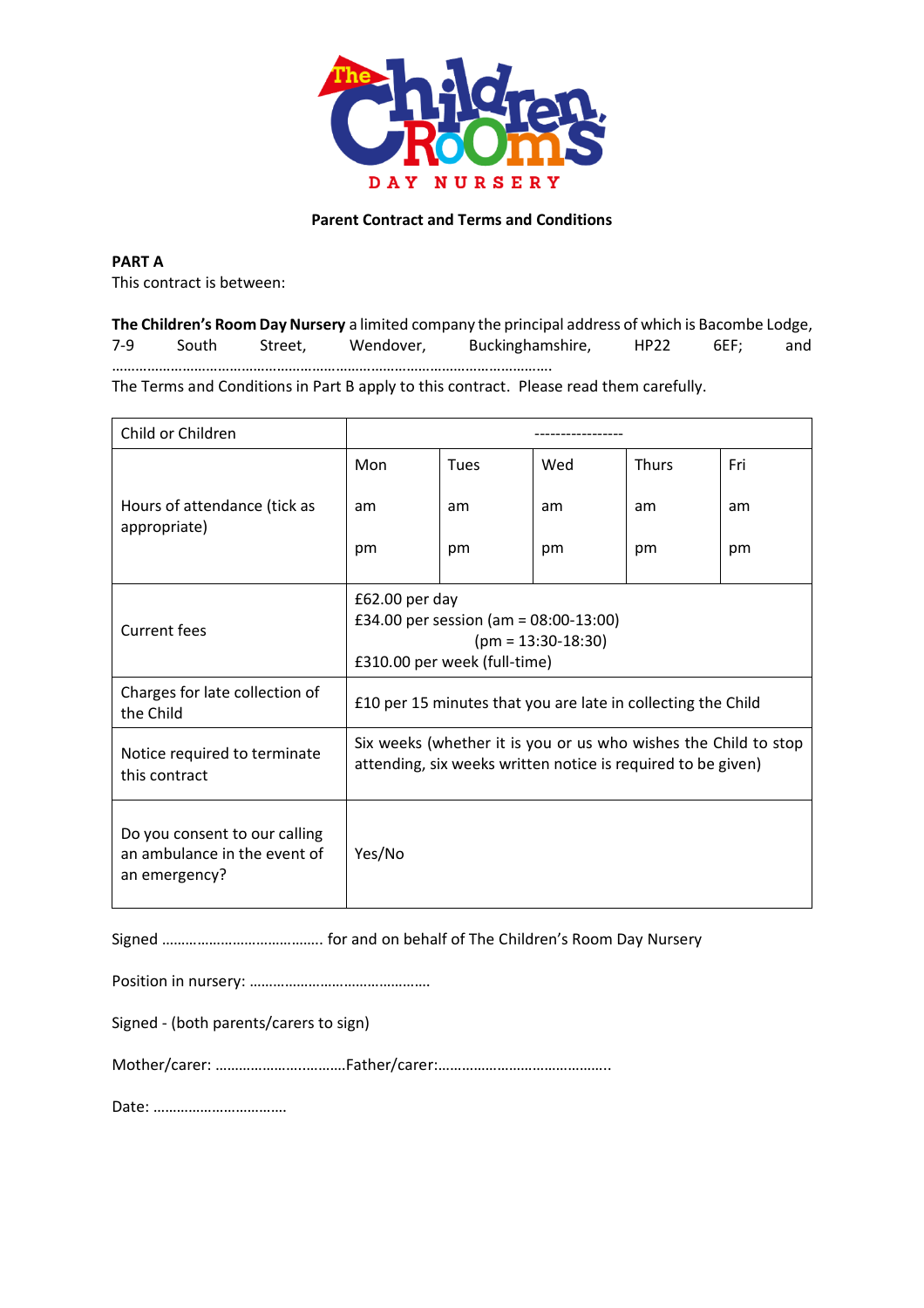The Children's Rooms DAY NURSERY

**Parent Contract and Terms and Conditions**

**PART A**

This contract is between:

**The Children's Room Day Nursery** a limited company the principal address of which is Bacombe Lodge, 7-9 South Street, Wendover, Buckinghamshire, HP22 6EF; and ……………………………………………………………………………………………………

The Terms and Conditions in Part B apply to this contract. Please read them carefully.

| | | | | | |
|---|---|---|---|---|---|
| Child or Children | ----------------- | | | | |
| Hours of attendance (tick as appropriate) | Mon<br><br>am<br><br>pm | Tues<br><br>am<br><br>pm | Wed<br><br>am<br><br>pm | Thurs<br><br>am<br><br>pm | Fri<br><br>am<br><br>pm |
| Current fees | £62.00 per day<br>£34.00 per session (am = 08:00-13:00)<br>(pm = 13:30-18:30)<br>£310.00 per week (full-time) | | | | |
| Charges for late collection of the Child | £10 per 15 minutes that you are late in collecting the Child | | | | |
| Notice required to terminate this contract | Six weeks (whether it is you or us who wishes the Child to stop attending, six weeks written notice is required to be given) | | | | |
| Do you consent to our calling an ambulance in the event of an emergency? | Yes/No | | | | |

Signed ………………………………….. for and on behalf of The Children's Room Day Nursery

Position in nursery: ………………………………………

Signed - (both parents/carers to sign)

Mother/carer: ……………………..………Father/carer:……………………………………..

Date: ……………………………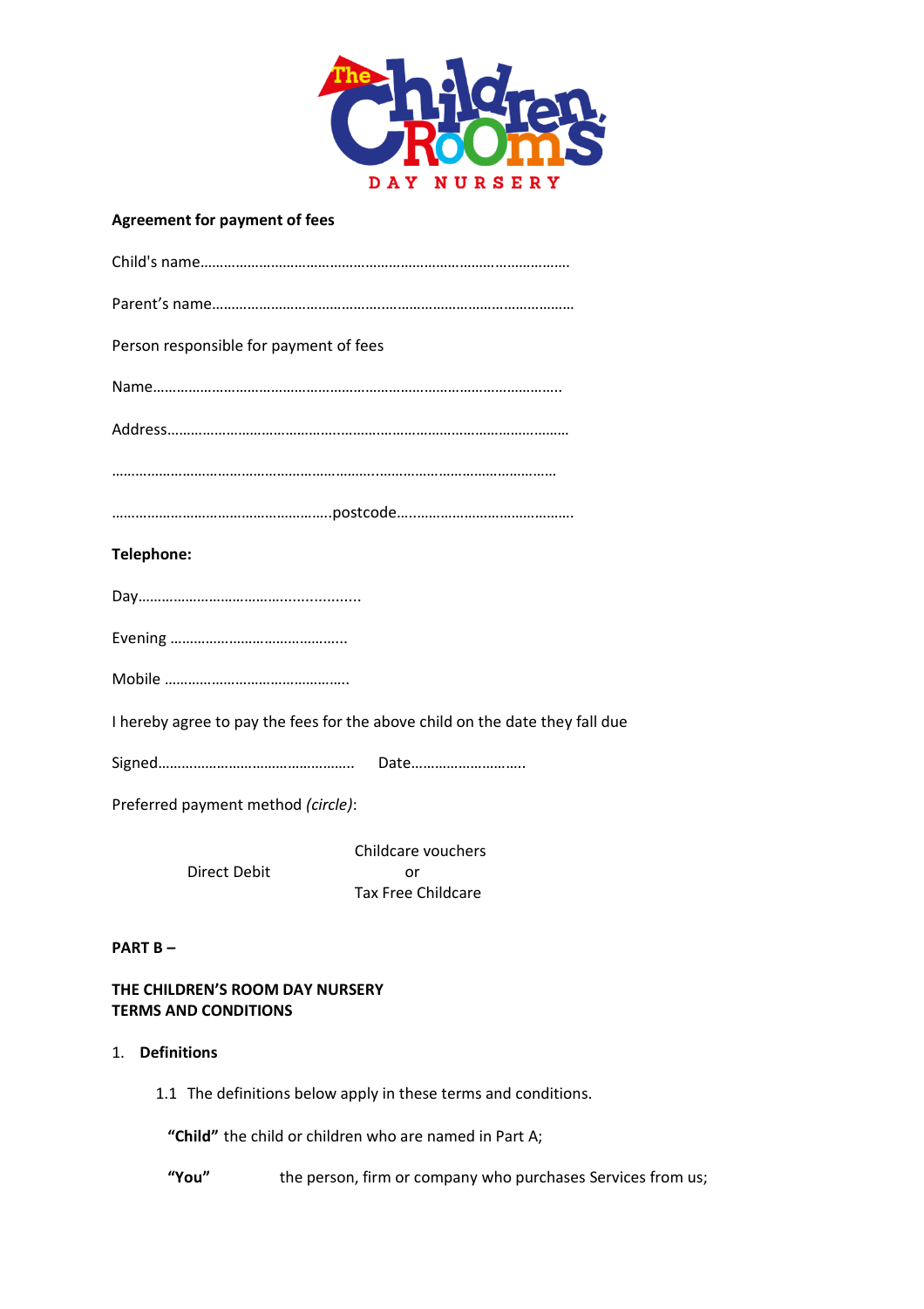**Agreement for payment of fees**

Child's name……………………………………………………………………………………

Parent's name……………………………………………………………………………………

Person responsible for payment of fees

Name……………………………………………………………………………………………

Address…………………………………………………………………………………………

…………………………………………………………………………………………………

……………………………………………….postcode…………………………………….

**Telephone:**

Day……………………………………..............

Evening ……………………………………..

Mobile ………………………………………..

I hereby agree to pay the fees for the above child on the date they fall due

Signed…………………………………………..    Date……………………….

Preferred payment method *(circle)*:

Direct Debit

Childcare vouchers
or
Tax Free Childcare

**PART B –**

**THE CHILDREN'S ROOM DAY NURSERY**
**TERMS AND CONDITIONS**

1. **Definitions**

   1.1 The definitions below apply in these terms and conditions.

   **"Child"** the child or children who are named in Part A;

   **"You"** the person, firm or company who purchases Services from us;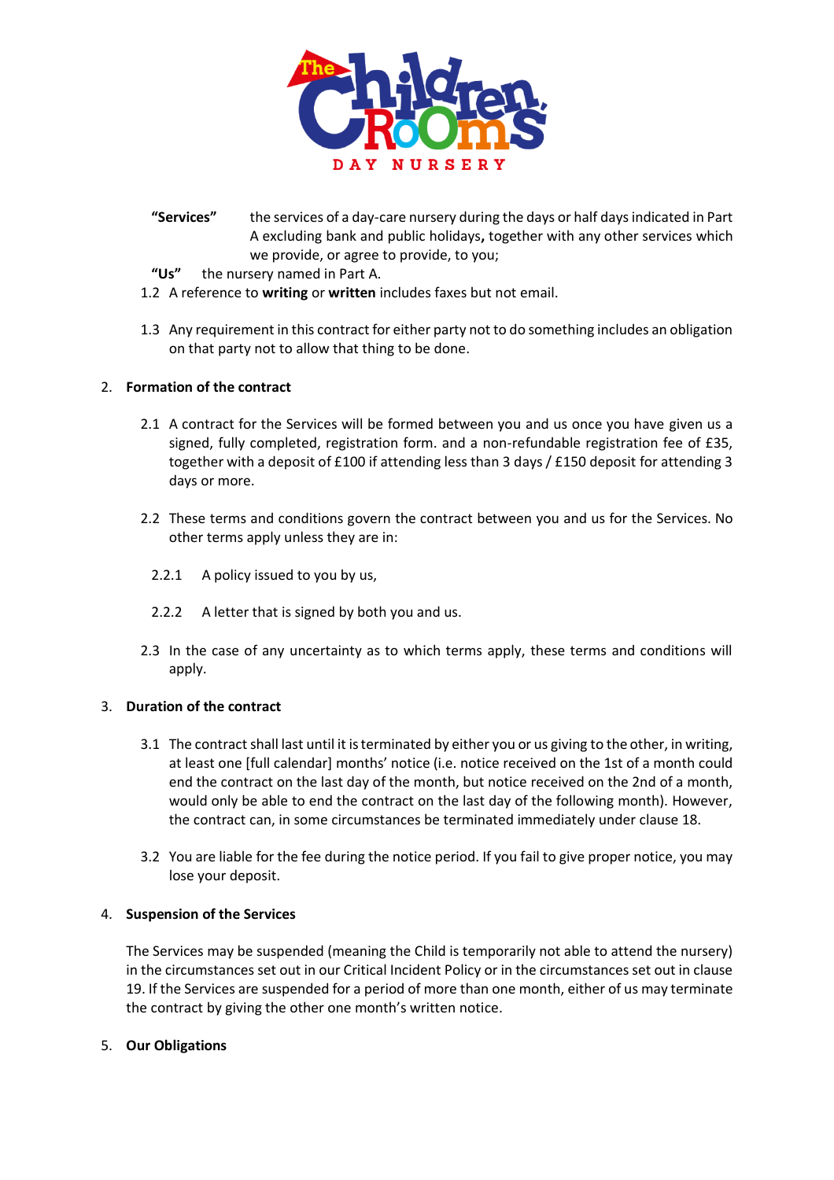**"Services"** the services of a day-care nursery during the days or half days indicated in Part A excluding bank and public holidays**,** together with any other services which we provide, or agree to provide, to you;

**"Us"** the nursery named in Part A.

1.2 A reference to **writing** or **written** includes faxes but not email.

1.3 Any requirement in this contract for either party not to do something includes an obligation on that party not to allow that thing to be done.

## 2. Formation of the contract

2.1 A contract for the Services will be formed between you and us once you have given us a signed, fully completed, registration form. and a non-refundable registration fee of £35, together with a deposit of £100 if attending less than 3 days / £150 deposit for attending 3 days or more.

2.2 These terms and conditions govern the contract between you and us for the Services. No other terms apply unless they are in:

2.2.1 A policy issued to you by us,

2.2.2 A letter that is signed by both you and us.

2.3 In the case of any uncertainty as to which terms apply, these terms and conditions will apply.

## 3. Duration of the contract

3.1 The contract shall last until it is terminated by either you or us giving to the other, in writing, at least one [full calendar] months' notice (i.e. notice received on the 1st of a month could end the contract on the last day of the month, but notice received on the 2nd of a month, would only be able to end the contract on the last day of the following month). However, the contract can, in some circumstances be terminated immediately under clause 18.

3.2 You are liable for the fee during the notice period. If you fail to give proper notice, you may lose your deposit.

## 4. Suspension of the Services

The Services may be suspended (meaning the Child is temporarily not able to attend the nursery) in the circumstances set out in our Critical Incident Policy or in the circumstances set out in clause 19. If the Services are suspended for a period of more than one month, either of us may terminate the contract by giving the other one month's written notice.

## 5. Our Obligations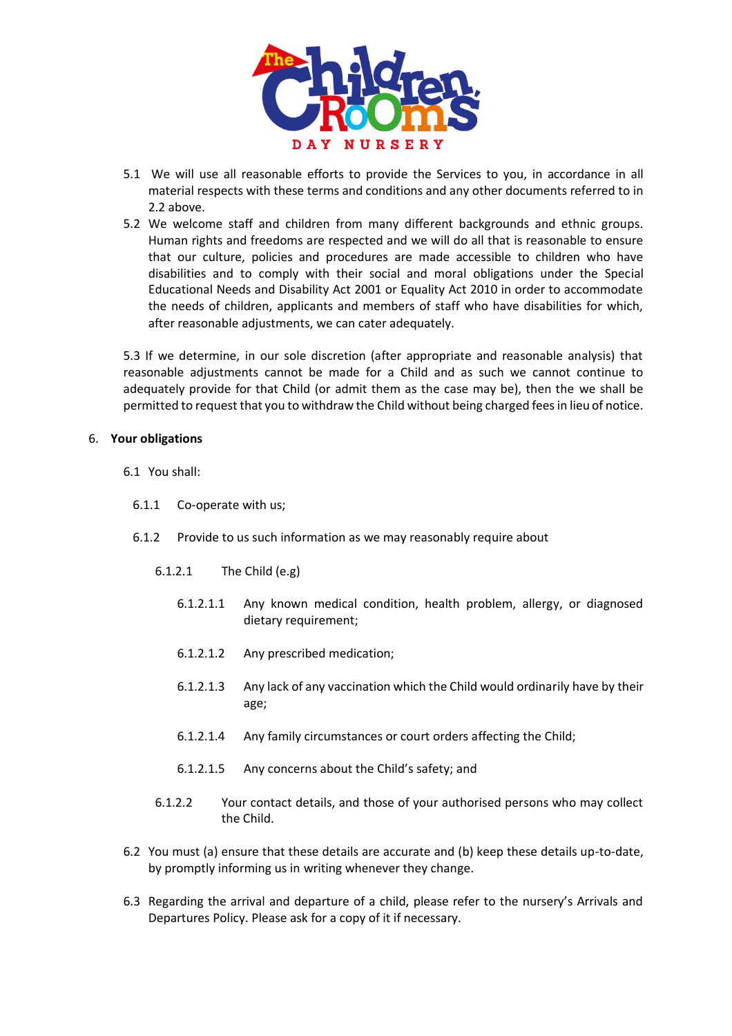5.1 We will use all reasonable efforts to provide the Services to you, in accordance in all material respects with these terms and conditions and any other documents referred to in 2.2 above.

5.2 We welcome staff and children from many different backgrounds and ethnic groups. Human rights and freedoms are respected and we will do all that is reasonable to ensure that our culture, policies and procedures are made accessible to children who have disabilities and to comply with their social and moral obligations under the Special Educational Needs and Disability Act 2001 or Equality Act 2010 in order to accommodate the needs of children, applicants and members of staff who have disabilities for which, after reasonable adjustments, we can cater adequately.

5.3 If we determine, in our sole discretion (after appropriate and reasonable analysis) that reasonable adjustments cannot be made for a Child and as such we cannot continue to adequately provide for that Child (or admit them as the case may be), then the we shall be permitted to request that you to withdraw the Child without being charged fees in lieu of notice.

## 6. Your obligations

6.1 You shall:

6.1.1 Co-operate with us;

6.1.2 Provide to us such information as we may reasonably require about

6.1.2.1 The Child (e.g)

6.1.2.1.1 Any known medical condition, health problem, allergy, or diagnosed dietary requirement;

6.1.2.1.2 Any prescribed medication;

6.1.2.1.3 Any lack of any vaccination which the Child would ordinarily have by their age;

6.1.2.1.4 Any family circumstances or court orders affecting the Child;

6.1.2.1.5 Any concerns about the Child's safety; and

6.1.2.2 Your contact details, and those of your authorised persons who may collect the Child.

6.2 You must (a) ensure that these details are accurate and (b) keep these details up-to-date, by promptly informing us in writing whenever they change.

6.3 Regarding the arrival and departure of a child, please refer to the nursery's Arrivals and Departures Policy. Please ask for a copy of it if necessary.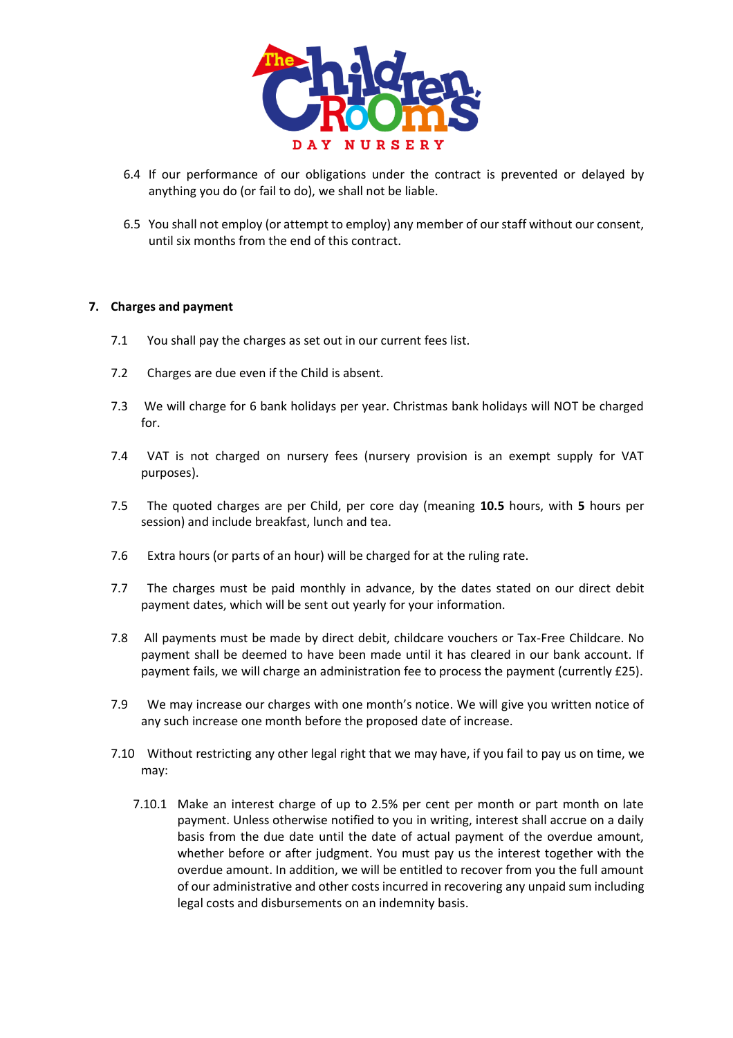6.4 If our performance of our obligations under the contract is prevented or delayed by anything you do (or fail to do), we shall not be liable.

6.5 You shall not employ (or attempt to employ) any member of our staff without our consent, until six months from the end of this contract.

## 7. Charges and payment

7.1 You shall pay the charges as set out in our current fees list.

7.2 Charges are due even if the Child is absent.

7.3 We will charge for 6 bank holidays per year. Christmas bank holidays will NOT be charged for.

7.4 VAT is not charged on nursery fees (nursery provision is an exempt supply for VAT purposes).

7.5 The quoted charges are per Child, per core day (meaning **10.5** hours, with **5** hours per session) and include breakfast, lunch and tea.

7.6 Extra hours (or parts of an hour) will be charged for at the ruling rate.

7.7 The charges must be paid monthly in advance, by the dates stated on our direct debit payment dates, which will be sent out yearly for your information.

7.8 All payments must be made by direct debit, childcare vouchers or Tax-Free Childcare. No payment shall be deemed to have been made until it has cleared in our bank account. If payment fails, we will charge an administration fee to process the payment (currently £25).

7.9 We may increase our charges with one month's notice. We will give you written notice of any such increase one month before the proposed date of increase.

7.10 Without restricting any other legal right that we may have, if you fail to pay us on time, we may:

7.10.1 Make an interest charge of up to 2.5% per cent per month or part month on late payment. Unless otherwise notified to you in writing, interest shall accrue on a daily basis from the due date until the date of actual payment of the overdue amount, whether before or after judgment. You must pay us the interest together with the overdue amount. In addition, we will be entitled to recover from you the full amount of our administrative and other costs incurred in recovering any unpaid sum including legal costs and disbursements on an indemnity basis.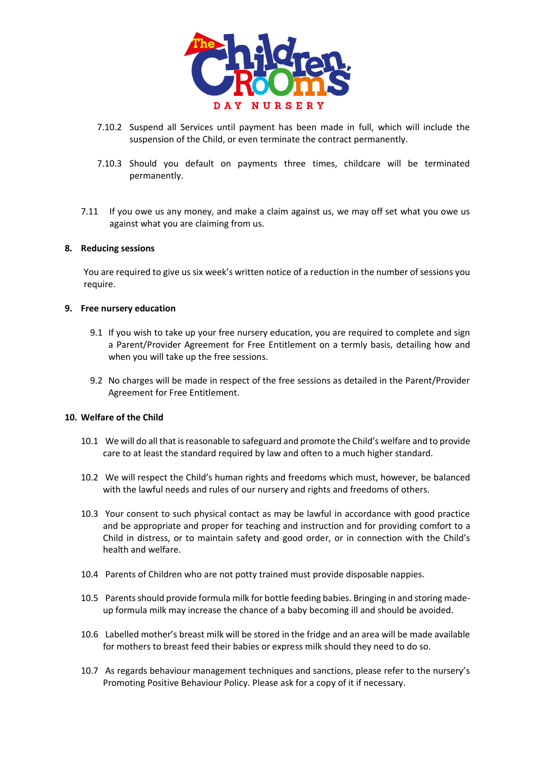7.10.2 Suspend all Services until payment has been made in full, which will include the suspension of the Child, or even terminate the contract permanently.

7.10.3 Should you default on payments three times, childcare will be terminated permanently.

7.11 If you owe us any money, and make a claim against us, we may off set what you owe us against what you are claiming from us.

**8. Reducing sessions**

You are required to give us six week's written notice of a reduction in the number of sessions you require.

**9. Free nursery education**

9.1 If you wish to take up your free nursery education, you are required to complete and sign a Parent/Provider Agreement for Free Entitlement on a termly basis, detailing how and when you will take up the free sessions.

9.2 No charges will be made in respect of the free sessions as detailed in the Parent/Provider Agreement for Free Entitlement.

**10. Welfare of the Child**

10.1 We will do all that is reasonable to safeguard and promote the Child's welfare and to provide care to at least the standard required by law and often to a much higher standard.

10.2 We will respect the Child's human rights and freedoms which must, however, be balanced with the lawful needs and rules of our nursery and rights and freedoms of others.

10.3 Your consent to such physical contact as may be lawful in accordance with good practice and be appropriate and proper for teaching and instruction and for providing comfort to a Child in distress, or to maintain safety and good order, or in connection with the Child's health and welfare.

10.4 Parents of Children who are not potty trained must provide disposable nappies.

10.5 Parents should provide formula milk for bottle feeding babies. Bringing in and storing made-up formula milk may increase the chance of a baby becoming ill and should be avoided.

10.6 Labelled mother's breast milk will be stored in the fridge and an area will be made available for mothers to breast feed their babies or express milk should they need to do so.

10.7 As regards behaviour management techniques and sanctions, please refer to the nursery's Promoting Positive Behaviour Policy. Please ask for a copy of it if necessary.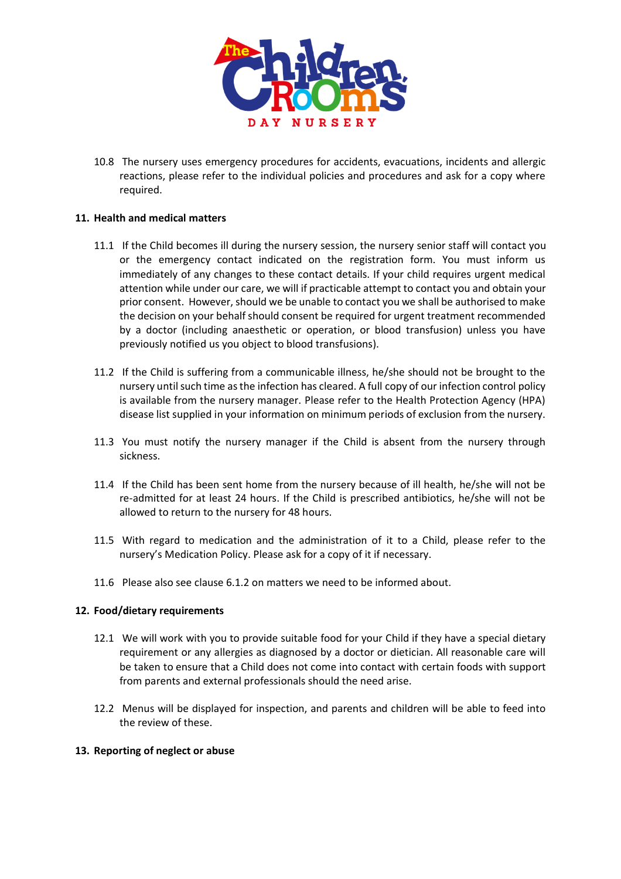10.8 The nursery uses emergency procedures for accidents, evacuations, incidents and allergic reactions, please refer to the individual policies and procedures and ask for a copy where required.

## 11. Health and medical matters

11.1 If the Child becomes ill during the nursery session, the nursery senior staff will contact you or the emergency contact indicated on the registration form. You must inform us immediately of any changes to these contact details. If your child requires urgent medical attention while under our care, we will if practicable attempt to contact you and obtain your prior consent. However, should we be unable to contact you we shall be authorised to make the decision on your behalf should consent be required for urgent treatment recommended by a doctor (including anaesthetic or operation, or blood transfusion) unless you have previously notified us you object to blood transfusions).

11.2 If the Child is suffering from a communicable illness, he/she should not be brought to the nursery until such time as the infection has cleared. A full copy of our infection control policy is available from the nursery manager. Please refer to the Health Protection Agency (HPA) disease list supplied in your information on minimum periods of exclusion from the nursery.

11.3 You must notify the nursery manager if the Child is absent from the nursery through sickness.

11.4 If the Child has been sent home from the nursery because of ill health, he/she will not be re-admitted for at least 24 hours. If the Child is prescribed antibiotics, he/she will not be allowed to return to the nursery for 48 hours.

11.5 With regard to medication and the administration of it to a Child, please refer to the nursery's Medication Policy. Please ask for a copy of it if necessary.

11.6 Please also see clause 6.1.2 on matters we need to be informed about.

## 12. Food/dietary requirements

12.1 We will work with you to provide suitable food for your Child if they have a special dietary requirement or any allergies as diagnosed by a doctor or dietician. All reasonable care will be taken to ensure that a Child does not come into contact with certain foods with support from parents and external professionals should the need arise.

12.2 Menus will be displayed for inspection, and parents and children will be able to feed into the review of these.

## 13. Reporting of neglect or abuse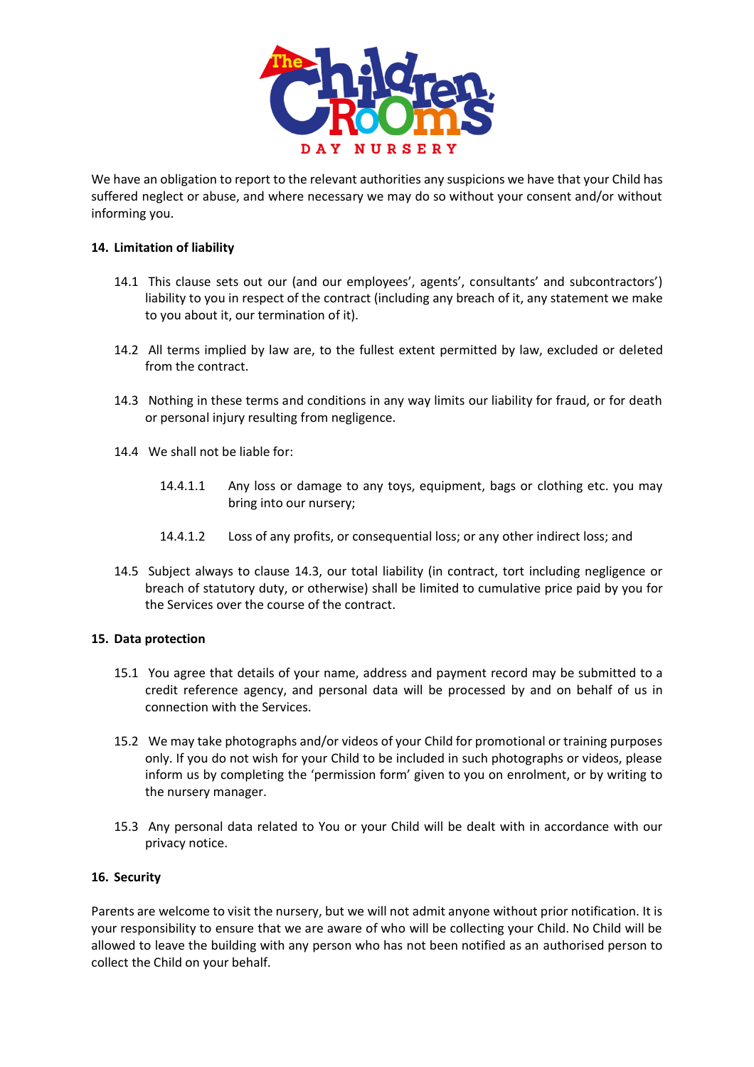We have an obligation to report to the relevant authorities any suspicions we have that your Child has suffered neglect or abuse, and where necessary we may do so without your consent and/or without informing you.

## 14. Limitation of liability

14.1 This clause sets out our (and our employees', agents', consultants' and subcontractors') liability to you in respect of the contract (including any breach of it, any statement we make to you about it, our termination of it).

14.2 All terms implied by law are, to the fullest extent permitted by law, excluded or deleted from the contract.

14.3 Nothing in these terms and conditions in any way limits our liability for fraud, or for death or personal injury resulting from negligence.

14.4 We shall not be liable for:

14.4.1.1 Any loss or damage to any toys, equipment, bags or clothing etc. you may bring into our nursery;

14.4.1.2 Loss of any profits, or consequential loss; or any other indirect loss; and

14.5 Subject always to clause 14.3, our total liability (in contract, tort including negligence or breach of statutory duty, or otherwise) shall be limited to cumulative price paid by you for the Services over the course of the contract.

## 15. Data protection

15.1 You agree that details of your name, address and payment record may be submitted to a credit reference agency, and personal data will be processed by and on behalf of us in connection with the Services.

15.2 We may take photographs and/or videos of your Child for promotional or training purposes only. If you do not wish for your Child to be included in such photographs or videos, please inform us by completing the 'permission form' given to you on enrolment, or by writing to the nursery manager.

15.3 Any personal data related to You or your Child will be dealt with in accordance with our privacy notice.

## 16. Security

Parents are welcome to visit the nursery, but we will not admit anyone without prior notification. It is your responsibility to ensure that we are aware of who will be collecting your Child. No Child will be allowed to leave the building with any person who has not been notified as an authorised person to collect the Child on your behalf.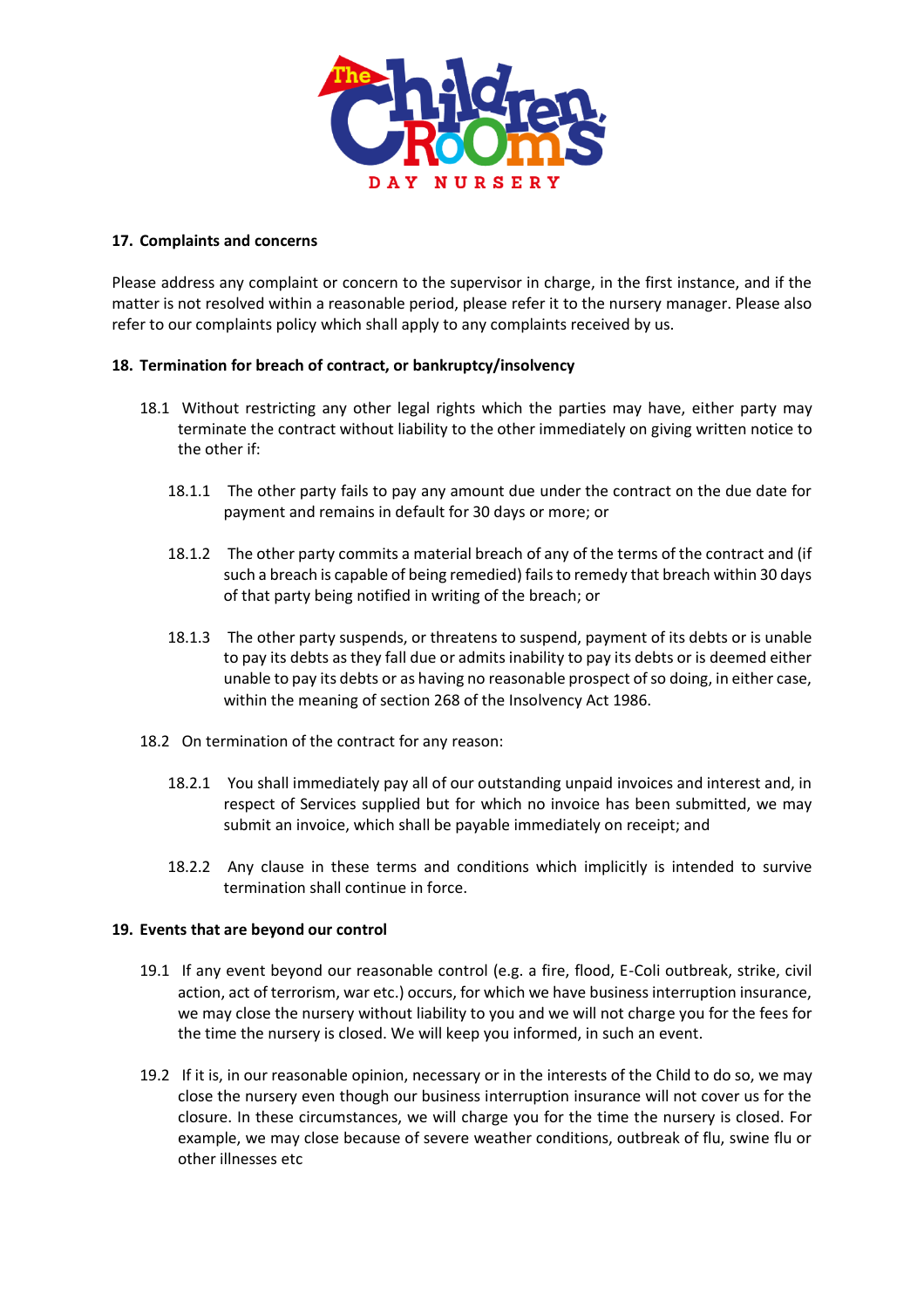## 17. Complaints and concerns

Please address any complaint or concern to the supervisor in charge, in the first instance, and if the matter is not resolved within a reasonable period, please refer it to the nursery manager. Please also refer to our complaints policy which shall apply to any complaints received by us.

## 18. Termination for breach of contract, or bankruptcy/insolvency

18.1 Without restricting any other legal rights which the parties may have, either party may terminate the contract without liability to the other immediately on giving written notice to the other if:

18.1.1 The other party fails to pay any amount due under the contract on the due date for payment and remains in default for 30 days or more; or

18.1.2 The other party commits a material breach of any of the terms of the contract and (if such a breach is capable of being remedied) fails to remedy that breach within 30 days of that party being notified in writing of the breach; or

18.1.3 The other party suspends, or threatens to suspend, payment of its debts or is unable to pay its debts as they fall due or admits inability to pay its debts or is deemed either unable to pay its debts or as having no reasonable prospect of so doing, in either case, within the meaning of section 268 of the Insolvency Act 1986.

18.2 On termination of the contract for any reason:

18.2.1 You shall immediately pay all of our outstanding unpaid invoices and interest and, in respect of Services supplied but for which no invoice has been submitted, we may submit an invoice, which shall be payable immediately on receipt; and

18.2.2 Any clause in these terms and conditions which implicitly is intended to survive termination shall continue in force.

## 19. Events that are beyond our control

19.1 If any event beyond our reasonable control (e.g. a fire, flood, E-Coli outbreak, strike, civil action, act of terrorism, war etc.) occurs, for which we have business interruption insurance, we may close the nursery without liability to you and we will not charge you for the fees for the time the nursery is closed. We will keep you informed, in such an event.

19.2 If it is, in our reasonable opinion, necessary or in the interests of the Child to do so, we may close the nursery even though our business interruption insurance will not cover us for the closure. In these circumstances, we will charge you for the time the nursery is closed. For example, we may close because of severe weather conditions, outbreak of flu, swine flu or other illnesses etc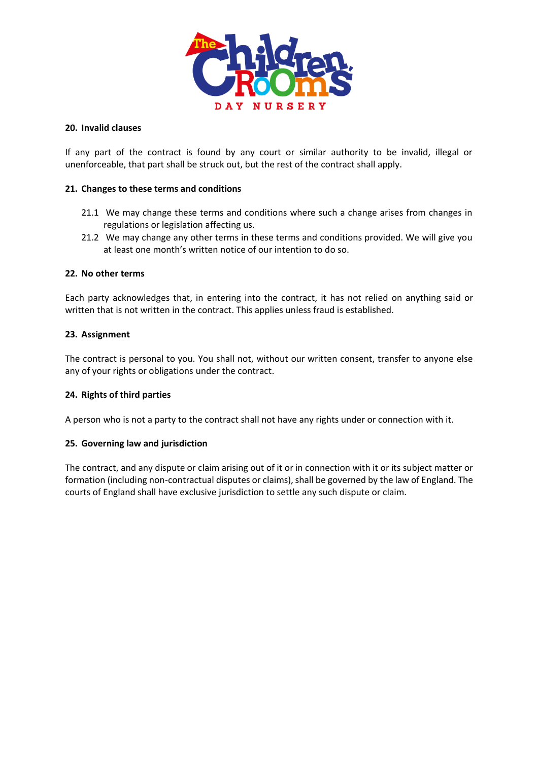**20. Invalid clauses**

If any part of the contract is found by any court or similar authority to be invalid, illegal or unenforceable, that part shall be struck out, but the rest of the contract shall apply.

**21. Changes to these terms and conditions**

21.1 We may change these terms and conditions where such a change arises from changes in regulations or legislation affecting us.

21.2 We may change any other terms in these terms and conditions provided. We will give you at least one month's written notice of our intention to do so.

**22. No other terms**

Each party acknowledges that, in entering into the contract, it has not relied on anything said or written that is not written in the contract. This applies unless fraud is established.

**23. Assignment**

The contract is personal to you. You shall not, without our written consent, transfer to anyone else any of your rights or obligations under the contract.

**24. Rights of third parties**

A person who is not a party to the contract shall not have any rights under or connection with it.

**25. Governing law and jurisdiction**

The contract, and any dispute or claim arising out of it or in connection with it or its subject matter or formation (including non-contractual disputes or claims), shall be governed by the law of England. The courts of England shall have exclusive jurisdiction to settle any such dispute or claim.